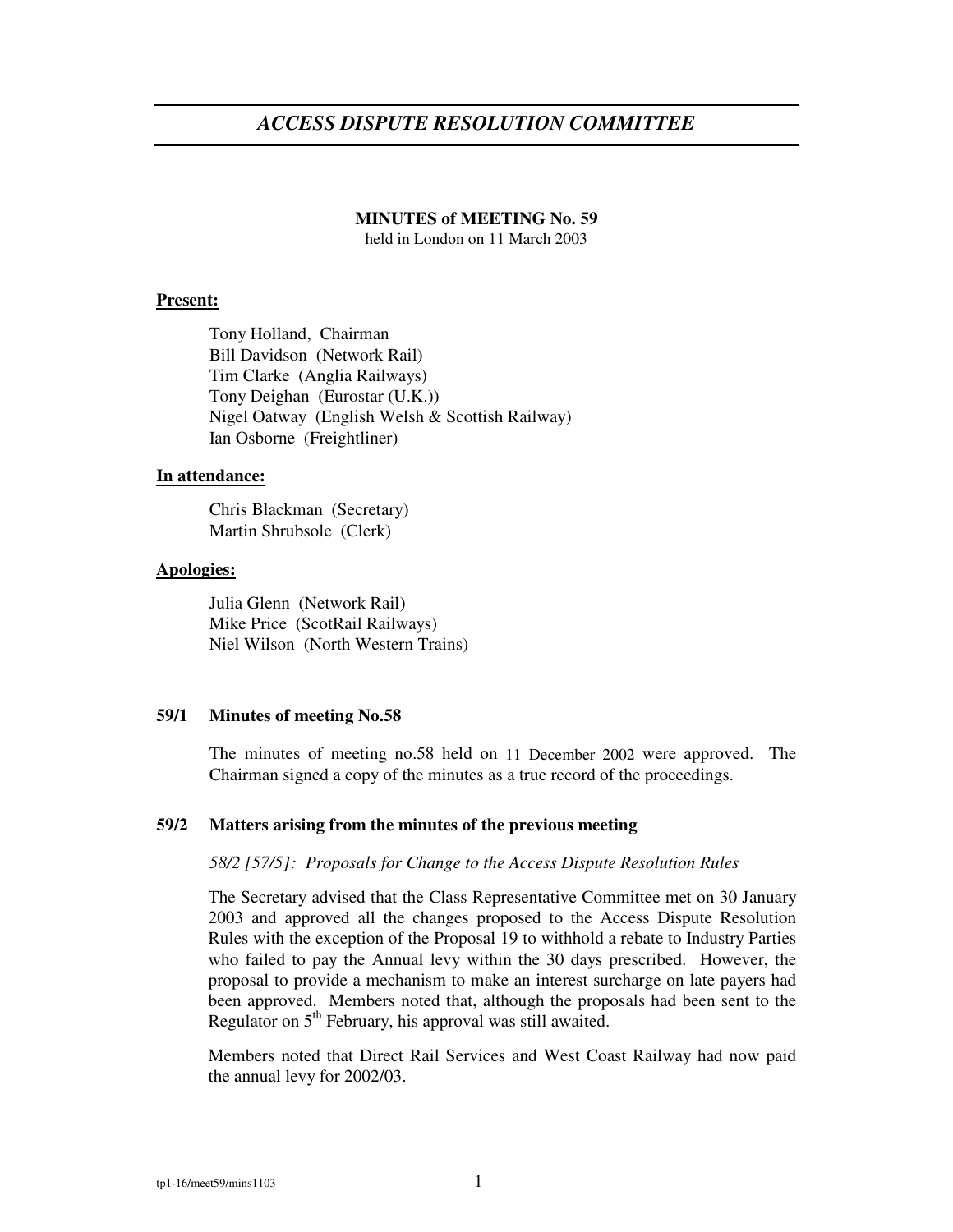# *ACCESS DISPUTE RESOLUTION COMMITTEE*

**MINUTES of MEETING No. 59**
held in London on 11 March 2003

**Present:**

Tony Holland, Chairman
Bill Davidson (Network Rail)
Tim Clarke (Anglia Railways)
Tony Deighan (Eurostar (U.K.))
Nigel Oatway (English Welsh & Scottish Railway)
Ian Osborne (Freightliner)

**In attendance:**

Chris Blackman (Secretary)
Martin Shrubsole (Clerk)

**Apologies:**

Julia Glenn (Network Rail)
Mike Price (ScotRail Railways)
Niel Wilson (North Western Trains)

**59/1 Minutes of meeting No.58**

The minutes of meeting no.58 held on 11 December 2002 were approved. The Chairman signed a copy of the minutes as a true record of the proceedings.

**59/2 Matters arising from the minutes of the previous meeting**

*58/2 [57/5]: Proposals for Change to the Access Dispute Resolution Rules*

The Secretary advised that the Class Representative Committee met on 30 January 2003 and approved all the changes proposed to the Access Dispute Resolution Rules with the exception of the Proposal 19 to withhold a rebate to Industry Parties who failed to pay the Annual levy within the 30 days prescribed. However, the proposal to provide a mechanism to make an interest surcharge on late payers had been approved. Members noted that, although the proposals had been sent to the Regulator on 5th February, his approval was still awaited.

Members noted that Direct Rail Services and West Coast Railway had now paid the annual levy for 2002/03.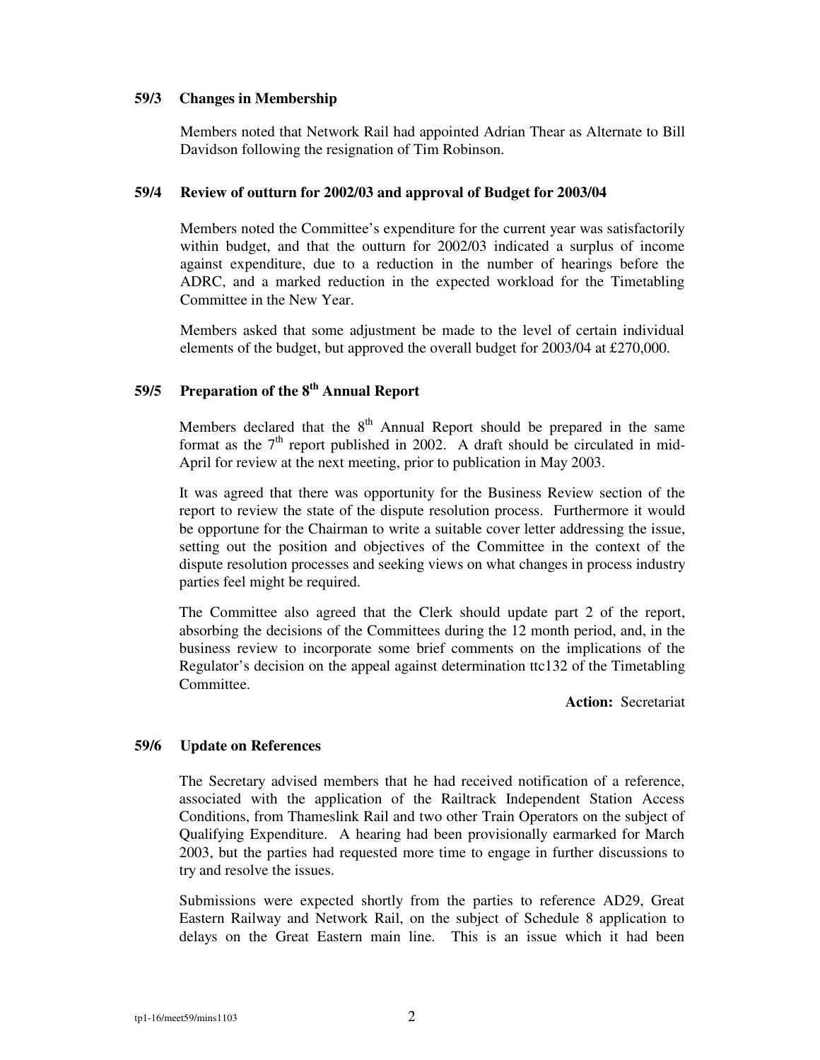### 59/3 Changes in Membership

Members noted that Network Rail had appointed Adrian Thear as Alternate to Bill Davidson following the resignation of Tim Robinson.

### 59/4 Review of outturn for 2002/03 and approval of Budget for 2003/04

Members noted the Committee's expenditure for the current year was satisfactorily within budget, and that the outturn for 2002/03 indicated a surplus of income against expenditure, due to a reduction in the number of hearings before the ADRC, and a marked reduction in the expected workload for the Timetabling Committee in the New Year.

Members asked that some adjustment be made to the level of certain individual elements of the budget, but approved the overall budget for 2003/04 at £270,000.

### 59/5 Preparation of the 8th Annual Report

Members declared that the 8th Annual Report should be prepared in the same format as the 7th report published in 2002. A draft should be circulated in mid-April for review at the next meeting, prior to publication in May 2003.

It was agreed that there was opportunity for the Business Review section of the report to review the state of the dispute resolution process. Furthermore it would be opportune for the Chairman to write a suitable cover letter addressing the issue, setting out the position and objectives of the Committee in the context of the dispute resolution processes and seeking views on what changes in process industry parties feel might be required.

The Committee also agreed that the Clerk should update part 2 of the report, absorbing the decisions of the Committees during the 12 month period, and, in the business review to incorporate some brief comments on the implications of the Regulator's decision on the appeal against determination ttc132 of the Timetabling Committee.

**Action:** Secretariat

### 59/6 Update on References

The Secretary advised members that he had received notification of a reference, associated with the application of the Railtrack Independent Station Access Conditions, from Thameslink Rail and two other Train Operators on the subject of Qualifying Expenditure. A hearing had been provisionally earmarked for March 2003, but the parties had requested more time to engage in further discussions to try and resolve the issues.

Submissions were expected shortly from the parties to reference AD29, Great Eastern Railway and Network Rail, on the subject of Schedule 8 application to delays on the Great Eastern main line. This is an issue which it had been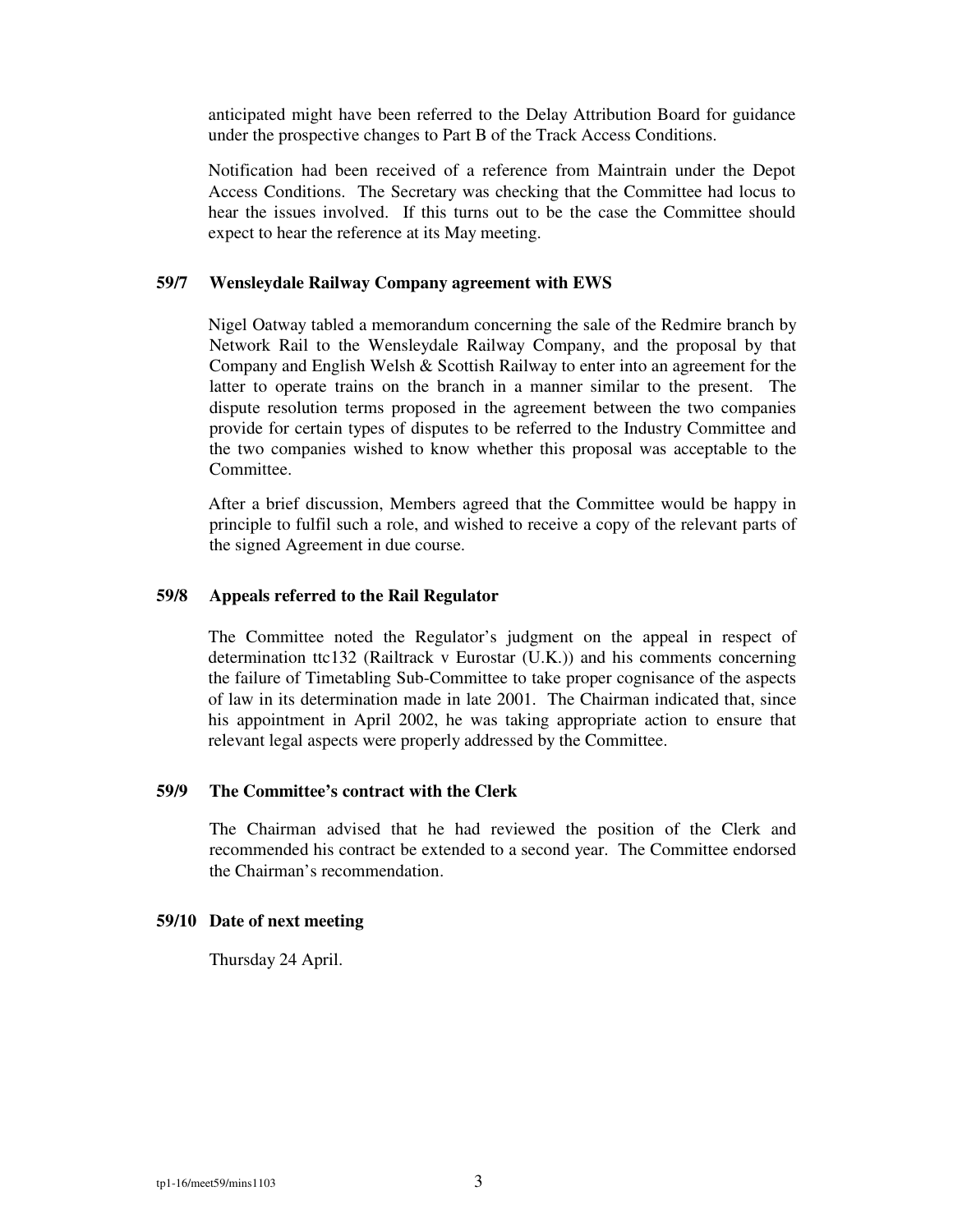anticipated might have been referred to the Delay Attribution Board for guidance under the prospective changes to Part B of the Track Access Conditions.

Notification had been received of a reference from Maintrain under the Depot Access Conditions. The Secretary was checking that the Committee had locus to hear the issues involved. If this turns out to be the case the Committee should expect to hear the reference at its May meeting.

**59/7 Wensleydale Railway Company agreement with EWS**

Nigel Oatway tabled a memorandum concerning the sale of the Redmire branch by Network Rail to the Wensleydale Railway Company, and the proposal by that Company and English Welsh & Scottish Railway to enter into an agreement for the latter to operate trains on the branch in a manner similar to the present. The dispute resolution terms proposed in the agreement between the two companies provide for certain types of disputes to be referred to the Industry Committee and the two companies wished to know whether this proposal was acceptable to the Committee.

After a brief discussion, Members agreed that the Committee would be happy in principle to fulfil such a role, and wished to receive a copy of the relevant parts of the signed Agreement in due course.

**59/8 Appeals referred to the Rail Regulator**

The Committee noted the Regulator's judgment on the appeal in respect of determination ttc132 (Railtrack v Eurostar (U.K.)) and his comments concerning the failure of Timetabling Sub-Committee to take proper cognisance of the aspects of law in its determination made in late 2001. The Chairman indicated that, since his appointment in April 2002, he was taking appropriate action to ensure that relevant legal aspects were properly addressed by the Committee.

**59/9 The Committee's contract with the Clerk**

The Chairman advised that he had reviewed the position of the Clerk and recommended his contract be extended to a second year. The Committee endorsed the Chairman's recommendation.

**59/10 Date of next meeting**

Thursday 24 April.